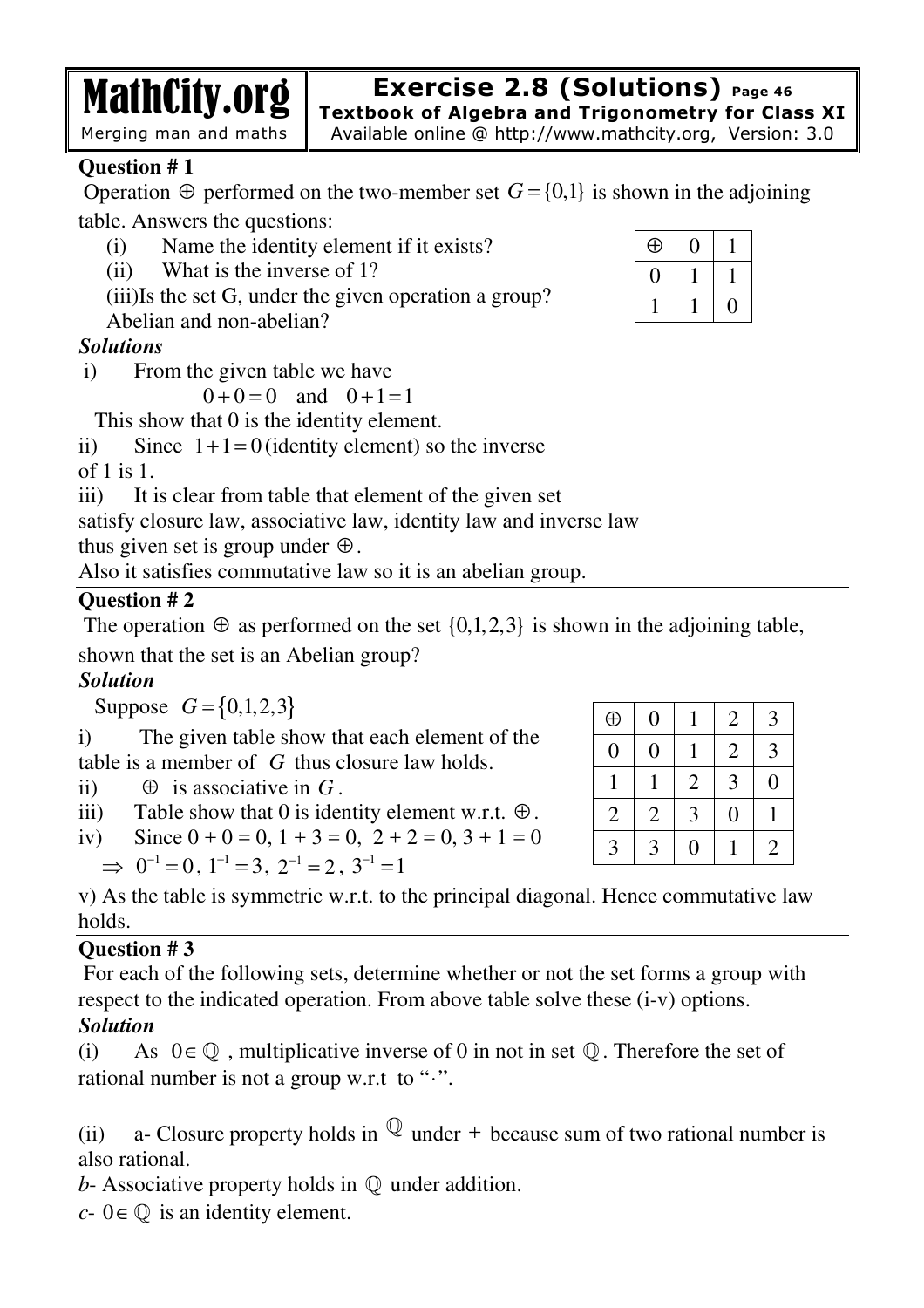**Exercise 2.8 (Solutions)** Page 46
**Textbook of Algebra and Trigonometry for Class XI**

**Question # 1**

Operation $\oplus$ performed on the two-member set $G = \{0,1\}$ is shown in the adjoining table. Answers the questions:

(i) Name the identity element if it exists?
(ii) What is the inverse of 1?
(iii)Is the set G, under the given operation a group? Abelian and non-abelian?

| $\oplus$ | 0 | 1 |
|---|---|---|
| 0 | 1 | 1 |
| 1 | 1 | 0 |

***Solutions***

i) From the given table we have

$$0+0=0 \quad \text{and} \quad 0+1=1$$

This show that 0 is the identity element.

ii) Since $1+1=0$ (identity element) so the inverse of 1 is 1.

iii) It is clear from table that element of the given set satisfy closure law, associative law, identity law and inverse law thus given set is group under $\oplus$.
Also it satisfies commutative law so it is an abelian group.

**Question # 2**

The operation $\oplus$ as performed on the set $\{0,1,2,3\}$ is shown in the adjoining table, shown that the set is an Abelian group?

***Solution***

Suppose $G = \{0,1,2,3\}$

| $\oplus$ | 0 | 1 | 2 | 3 |
|---|---|---|---|---|
| 0 | 0 | 1 | 2 | 3 |
| 1 | 1 | 2 | 3 | 0 |
| 2 | 2 | 3 | 0 | 1 |
| 3 | 3 | 0 | 1 | 2 |

i) The given table show that each element of the table is a member of $G$ thus closure law holds.
ii) $\oplus$ is associative in $G$.
iii) Table show that 0 is identity element w.r.t. $\oplus$.
iv) Since 0 + 0 = 0, 1 + 3 = 0, 2 + 2 = 0, 3 + 1 = 0
$\Rightarrow 0^{-1}=0,\ 1^{-1}=3,\ 2^{-1}=2,\ 3^{-1}=1$

v) As the table is symmetric w.r.t. to the principal diagonal. Hence commutative law holds.

**Question # 3**

For each of the following sets, determine whether or not the set forms a group with respect to the indicated operation. From above table solve these (i-v) options.

***Solution***

(i) As $0 \in \mathbb{Q}$, multiplicative inverse of 0 in not in set $\mathbb{Q}$. Therefore the set of rational number is not a group w.r.t to "$\cdot$".

(ii) a- Closure property holds in $\mathbb{Q}$ under $+$ because sum of two rational number is also rational.
*b*- Associative property holds in $\mathbb{Q}$ under addition.
*c*- $0 \in \mathbb{Q}$ is an identity element.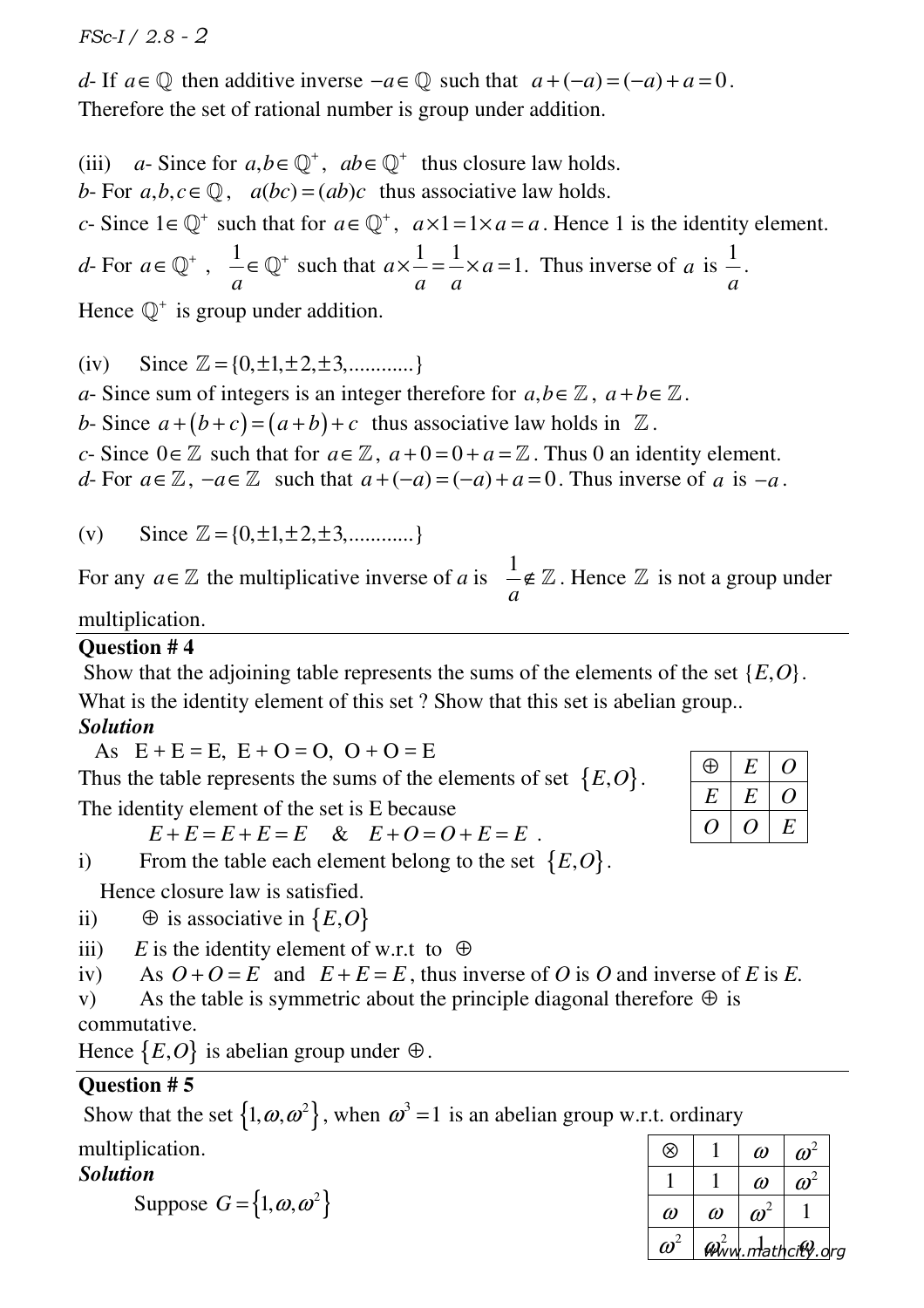*d*- If $a \in \mathbb{Q}$ then additive inverse $-a \in \mathbb{Q}$ such that $a+(-a)=(-a)+a=0$.
Therefore the set of rational number is group under addition.

(iii) *a*- Since for $a,b \in \mathbb{Q}^+$, $ab \in \mathbb{Q}^+$ thus closure law holds.
*b*- For $a,b,c \in \mathbb{Q}$, $a(bc)=(ab)c$ thus associative law holds.
*c*- Since $1 \in \mathbb{Q}^+$ such that for $a \in \mathbb{Q}^+$, $a \times 1 = 1 \times a = a$. Hence 1 is the identity element.
*d*- For $a \in \mathbb{Q}^+$, $\frac{1}{a} \in \mathbb{Q}^+$ such that $a \times \frac{1}{a} = \frac{1}{a} \times a = 1$. Thus inverse of $a$ is $\frac{1}{a}$.
Hence $\mathbb{Q}^+$ is group under addition.

(iv) Since $\mathbb{Z} = \{0, \pm 1, \pm 2, \pm 3, ............\}$
*a*- Since sum of integers is an integer therefore for $a,b \in \mathbb{Z}$, $a+b \in \mathbb{Z}$.
*b*- Since $a+(b+c)=(a+b)+c$ thus associative law holds in $\mathbb{Z}$.
*c*- Since $0 \in \mathbb{Z}$ such that for $a \in \mathbb{Z}$, $a+0=0+a=\mathbb{Z}$. Thus 0 an identity element.
*d*- For $a \in \mathbb{Z}$, $-a \in \mathbb{Z}$ such that $a+(-a)=(-a)+a=0$. Thus inverse of $a$ is $-a$.

(v) Since $\mathbb{Z} = \{0, \pm 1, \pm 2, \pm 3, ............\}$
For any $a \in \mathbb{Z}$ the multiplicative inverse of *a* is $\frac{1}{a} \notin \mathbb{Z}$. Hence $\mathbb{Z}$ is not a group under multiplication.

---

**Question # 4**
Show that the adjoining table represents the sums of the elements of the set $\{E, O\}$. What is the identity element of this set ? Show that this set is abelian group..

***Solution***
As E + E = E, E + O = O, O + O = E
Thus the table represents the sums of the elements of set $\{E, O\}$.
The identity element of the set is E because

$E + E = E + E = E$ & $E + O = O + E = E$ .

| $\oplus$ | $E$ | $O$ |
|---|---|---|
| $E$ | $E$ | $O$ |
| $O$ | $O$ | $E$ |

i) From the table each element belong to the set $\{E, O\}$.
Hence closure law is satisfied.
ii) $\oplus$ is associative in $\{E, O\}$
iii) *E* is the identity element of w.r.t to $\oplus$
iv) As $O + O = E$ and $E + E = E$, thus inverse of *O* is *O* and inverse of *E* is *E*.
v) As the table is symmetric about the principle diagonal therefore $\oplus$ is commutative.
Hence $\{E, O\}$ is abelian group under $\oplus$.

---

**Question # 5**
Show that the set $\{1, \omega, \omega^2\}$, when $\omega^3 = 1$ is an abelian group w.r.t. ordinary multiplication.

***Solution***
Suppose $G = \{1, \omega, \omega^2\}$

| $\otimes$ | $1$ | $\omega$ | $\omega^2$ |
|---|---|---|---|
| $1$ | $1$ | $\omega$ | $\omega^2$ |
| $\omega$ | $\omega$ | $\omega^2$ | $1$ |
| $\omega^2$ | $\omega^2$ | $1$ | $\omega$ |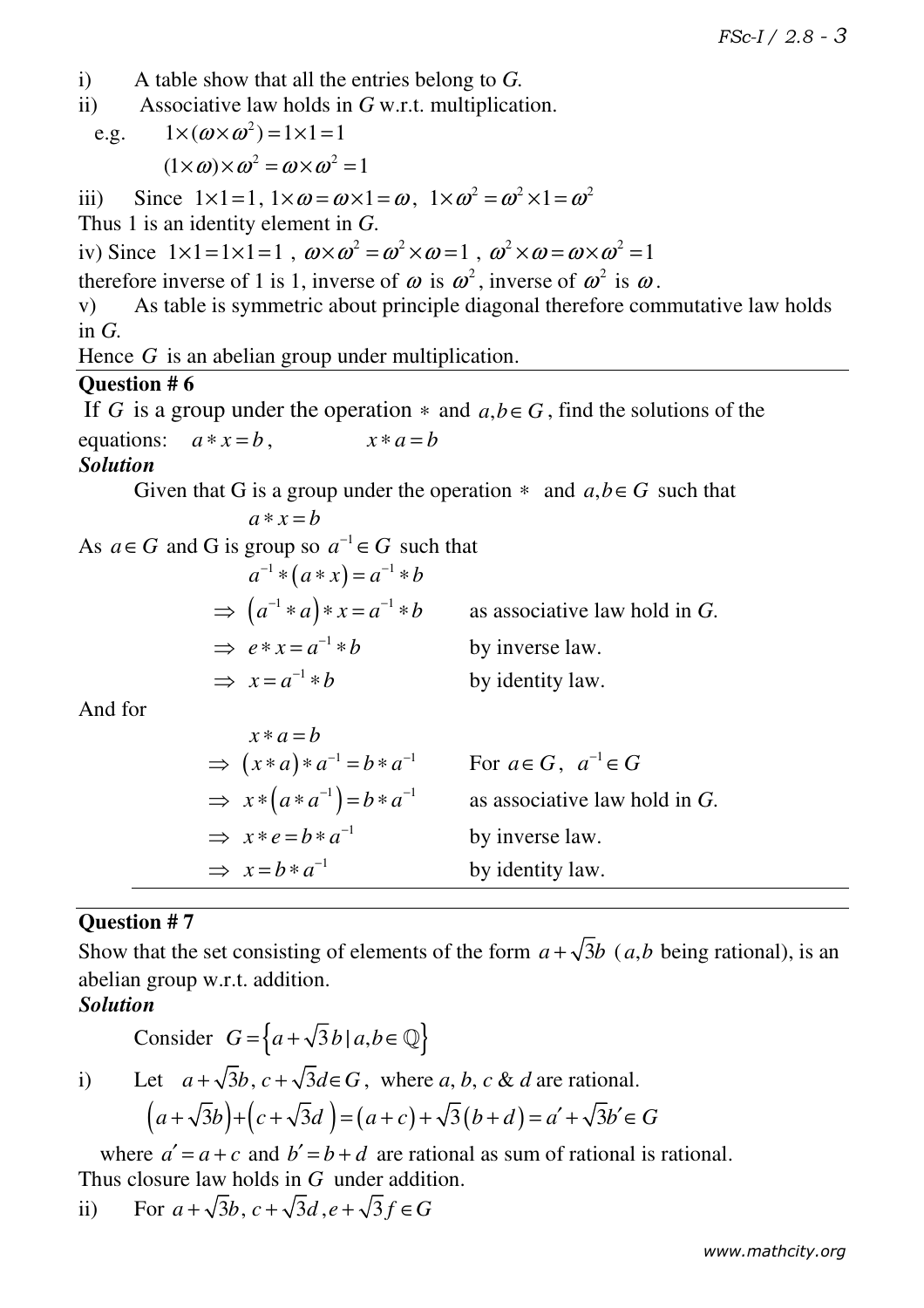i) A table show that all the entries belong to $G$.

ii) Associative law holds in $G$ w.r.t. multiplication.

e.g. $1\times(\omega\times\omega^2)=1\times1=1$

$(1\times\omega)\times\omega^2=\omega\times\omega^2=1$

iii) Since $1\times1=1$, $1\times\omega=\omega\times1=\omega$, $1\times\omega^2=\omega^2\times1=\omega^2$

Thus 1 is an identity element in $G$.

iv) Since $1\times1=1\times1=1$ , $\omega\times\omega^2=\omega^2\times\omega=1$ , $\omega^2\times\omega=\omega\times\omega^2=1$

therefore inverse of 1 is 1, inverse of $\omega$ is $\omega^2$, inverse of $\omega^2$ is $\omega$.

v) As table is symmetric about principle diagonal therefore commutative law holds in $G$.

Hence $G$ is an abelian group under multiplication.

---

**Question # 6**

If $G$ is a group under the operation $*$ and $a,b\in G$, find the solutions of the equations: $a*x=b$, $x*a=b$

***Solution***

Given that G is a group under the operation $*$ and $a,b\in G$ such that

$a*x=b$

As $a\in G$ and G is group so $a^{-1}\in G$ such that

$a^{-1}*(a*x)=a^{-1}*b$

$\Rightarrow (a^{-1}*a)*x=a^{-1}*b$ as associative law hold in $G$.

$\Rightarrow e*x=a^{-1}*b$ by inverse law.

$\Rightarrow x=a^{-1}*b$ by identity law.

And for

$x*a=b$

$\Rightarrow (x*a)*a^{-1}=b*a^{-1}$ For $a\in G$, $a^{-1}\in G$

$\Rightarrow x*(a*a^{-1})=b*a^{-1}$ as associative law hold in $G$.

$\Rightarrow x*e=b*a^{-1}$ by inverse law.

$\Rightarrow x=b*a^{-1}$ by identity law.

---

**Question # 7**

Show that the set consisting of elements of the form $a+\sqrt{3}b$ ($a,b$ being rational), is an abelian group w.r.t. addition.

***Solution***

Consider $G=\{a+\sqrt{3}b\,|\,a,b\in\mathbb{Q}\}$

i) Let $a+\sqrt{3}b,\ c+\sqrt{3}d\in G$, where $a$, $b$, $c$ & $d$ are rational.

$$(a+\sqrt{3}b)+(c+\sqrt{3}d)=(a+c)+\sqrt{3}(b+d)=a'+\sqrt{3}b'\in G$$

where $a'=a+c$ and $b'=b+d$ are rational as sum of rational is rational.

Thus closure law holds in $G$ under addition.

ii) For $a+\sqrt{3}b,\ c+\sqrt{3}d,\ e+\sqrt{3}f\in G$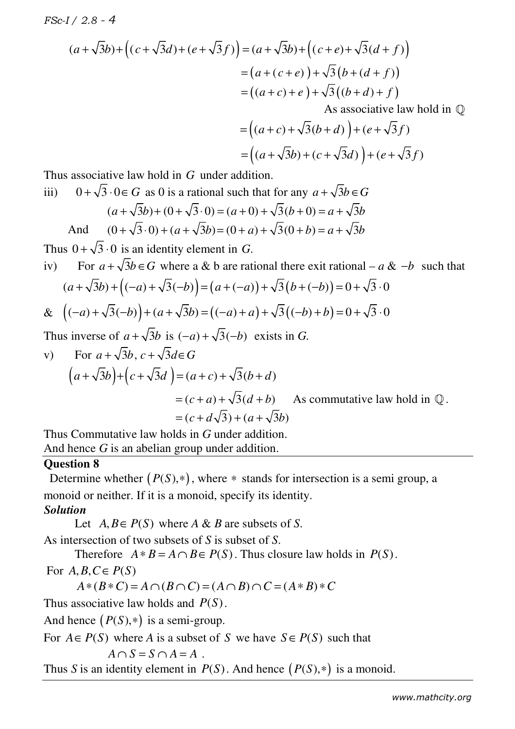$$(a+\sqrt{3}b)+\left((c+\sqrt{3}d)+(e+\sqrt{3}f)\right)=(a+\sqrt{3}b)+\left((c+e)+\sqrt{3}(d+f)\right)$$
$$=\left(a+(c+e)\right)+\sqrt{3}\left(b+(d+f)\right)$$
$$=\left((a+c)+e\right)+\sqrt{3}\left((b+d)+f\right)$$

As associative law hold in $\mathbb{Q}$

$$=\left((a+c)+\sqrt{3}(b+d)\right)+(e+\sqrt{3}f)$$
$$=\left((a+\sqrt{3}b)+(c+\sqrt{3}d)\right)+(e+\sqrt{3}f)$$

Thus associative law hold in $G$ under addition.

iii) $0+\sqrt{3}\cdot 0\in G$ as 0 is a rational such that for any $a+\sqrt{3}b\in G$

$$(a+\sqrt{3}b)+(0+\sqrt{3}\cdot 0)=(a+0)+\sqrt{3}(b+0)=a+\sqrt{3}b$$

And $$(0+\sqrt{3}\cdot 0)+(a+\sqrt{3}b)=(0+a)+\sqrt{3}(0+b)=a+\sqrt{3}b$$

Thus $0+\sqrt{3}\cdot 0$ is an identity element in *G*.

iv) For $a+\sqrt{3}b\in G$ where a & b are rational there exit rational $-a$ & $-b$ such that

$$(a+\sqrt{3}b)+\left((-a)+\sqrt{3}(-b)\right)=\left(a+(-a)\right)+\sqrt{3}\left(b+(-b)\right)=0+\sqrt{3}\cdot 0$$

& $$\left((-a)+\sqrt{3}(-b)\right)+(a+\sqrt{3}b)=\left((-a)+a\right)+\sqrt{3}\left((-b)+b\right)=0+\sqrt{3}\cdot 0$$

Thus inverse of $a+\sqrt{3}b$ is $(-a)+\sqrt{3}(-b)$ exists in *G*.

v) For $a+\sqrt{3}b,\ c+\sqrt{3}d\in G$

$$\left(a+\sqrt{3}b\right)+\left(c+\sqrt{3}d\right)=(a+c)+\sqrt{3}(b+d)$$
$$=(c+a)+\sqrt{3}(d+b)$$ As commutative law hold in $\mathbb{Q}$.
$$=(c+d\sqrt{3})+(a+\sqrt{3}b)$$

Thus Commutative law holds in *G* under addition.
And hence *G* is an abelian group under addition.

**Question 8**

Determine whether $\left(P(S),*\right)$, where $*$ stands for intersection is a semi group, a monoid or neither. If it is a monoid, specify its identity.

***Solution***

Let $A,B\in P(S)$ where *A* & *B* are subsets of *S*.

As intersection of two subsets of *S* is subset of *S*.

Therefore $A*B=A\cap B\in P(S)$. Thus closure law holds in $P(S)$.

For $A,B,C\in P(S)$

$$A*(B*C)=A\cap(B\cap C)=(A\cap B)\cap C=(A*B)*C$$

Thus associative law holds and $P(S)$.

And hence $\left(P(S),*\right)$ is a semi-group.

For $A\in P(S)$ where *A* is a subset of *S* we have $S\in P(S)$ such that

$$A\cap S=S\cap A=A\ .$$

Thus *S* is an identity element in $P(S)$. And hence $\left(P(S),*\right)$ is a monoid.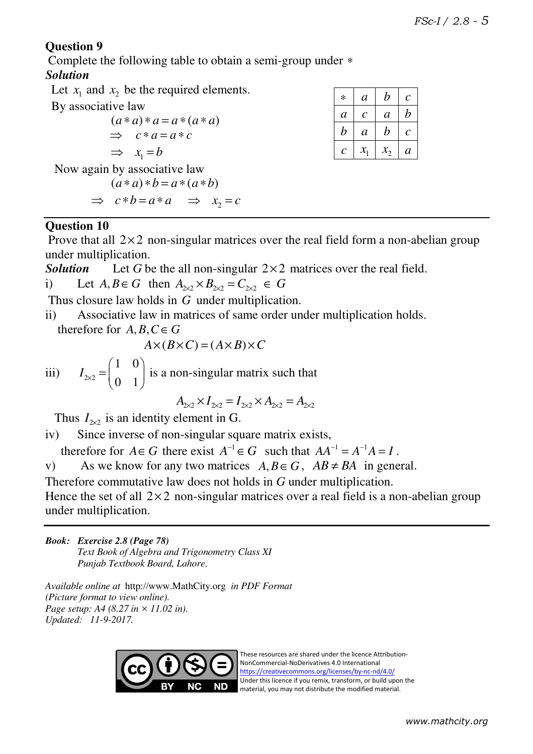## Question 9

Complete the following table to obtain a semi-group under $*$

***Solution***

| $*$ | $a$ | $b$ | $c$ |
|---|---|---|---|
| $a$ | $c$ | $a$ | $b$ |
| $b$ | $a$ | $b$ | $c$ |
| $c$ | $x_1$ | $x_2$ | $a$ |

Let $x_1$ and $x_2$ be the required elements.

By associative law

$$(a*a)*a = a*(a*a)$$

$$\Rightarrow \quad c*a = a*c$$

$$\Rightarrow \quad x_1 = b$$

Now again by associative law

$$(a*a)*b = a*(a*b)$$

$$\Rightarrow \quad c*b = a*a \quad \Rightarrow \quad x_2 = c$$

## Question 10

Prove that all $2\times 2$ non-singular matrices over the real field form a non-abelian group under multiplication.

***Solution*** Let $G$ be the all non-singular $2\times 2$ matrices over the real field.

i) Let $A, B \in G$ then $A_{2\times 2} \times B_{2\times 2} = C_{2\times 2} \in G$

Thus closure law holds in $G$ under multiplication.

ii) Associative law in matrices of same order under multiplication holds.
therefore for $A, B, C \in G$

$$A\times(B\times C) = (A\times B)\times C$$

iii) $I_{2\times 2} = \begin{pmatrix} 1 & 0 \\ 0 & 1 \end{pmatrix}$ is a non-singular matrix such that

$$A_{2\times 2}\times I_{2\times 2} = I_{2\times 2}\times A_{2\times 2} = A_{2\times 2}$$

Thus $I_{2\times 2}$ is an identity element in G.

iv) Since inverse of non-singular square matrix exists,
therefore for $A \in G$ there exist $A^{-1} \in G$ such that $AA^{-1} = A^{-1}A = I$.

v) As we know for any two matrices $A, B \in G$, $AB \neq BA$ in general.

Therefore commutative law does not holds in $G$ under multiplication.

Hence the set of all $2\times 2$ non-singular matrices over a real field is a non-abelian group under multiplication.

---

***Book:*** ***Exercise 2.8 (Page 78)***
*Text Book of Algebra and Trigonometry Class XI*
*Punjab Textbook Board, Lahore.*

*Available online at* http://www.MathCity.org *in PDF Format*
*(Picture format to view online).*
*Page setup: A4 (8.27 in × 11.02 in).*
*Updated: 11-9-2017.*

These resources are shared under the licence Attribution-NonCommercial-NoDerivatives 4.0 International https://creativecommons.org/licenses/by-nc-nd/4.0/
Under this licence if you remix, transform, or build upon the material, you may not distribute the modified material.